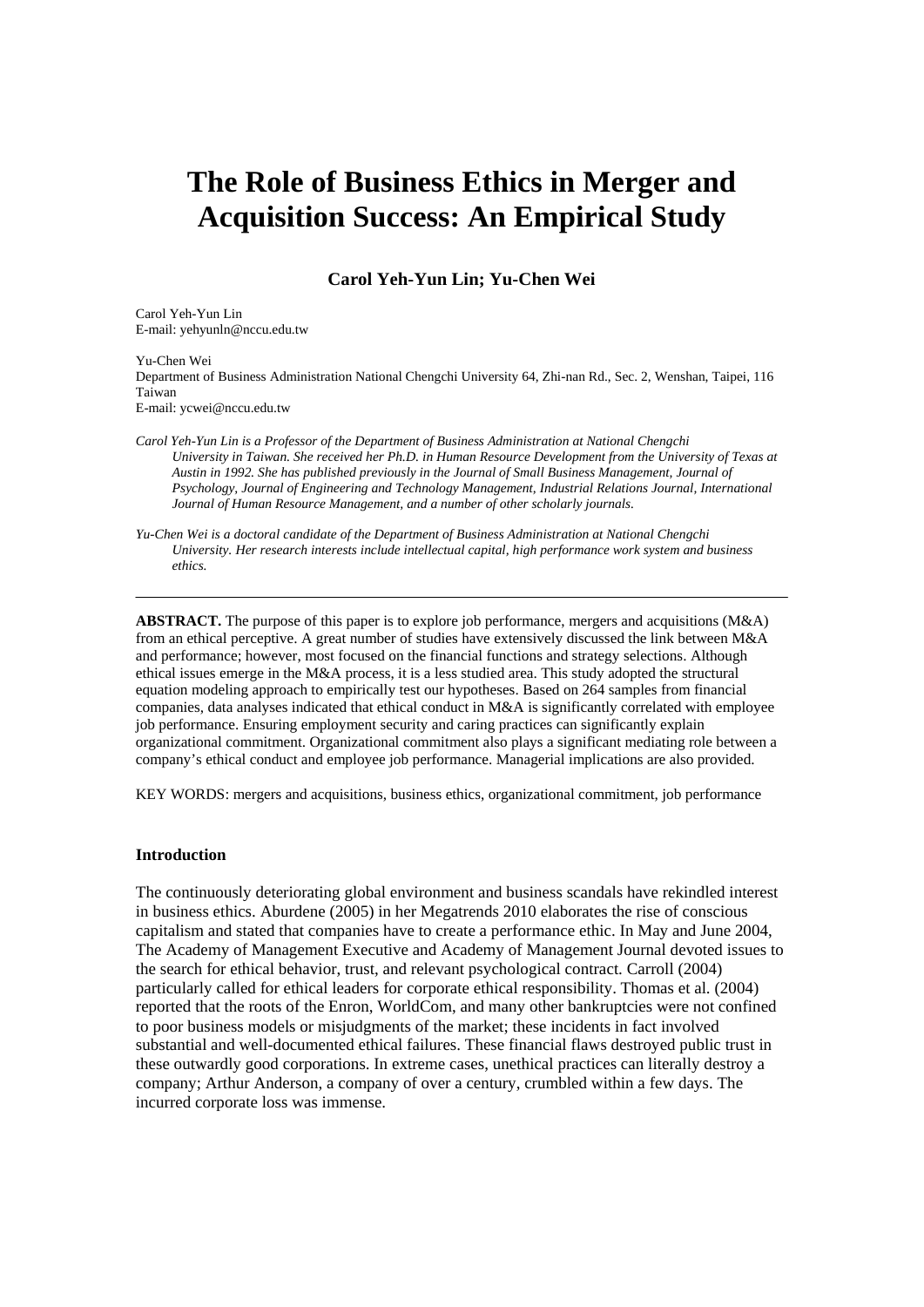# The Role of Business Ethics in Merger and Acquisition Success: An Empirical Study

**Carol Yeh-Yun Lin; Yu-Chen Wei**

Carol Yeh-Yun Lin
E-mail: yehyunln@nccu.edu.tw

Yu-Chen Wei
Department of Business Administration National Chengchi University 64, Zhi-nan Rd., Sec. 2, Wenshan, Taipei, 116 Taiwan
E-mail: ycwei@nccu.edu.tw

*Carol Yeh-Yun Lin is a Professor of the Department of Business Administration at National Chengchi University in Taiwan. She received her Ph.D. in Human Resource Development from the University of Texas at Austin in 1992. She has published previously in the Journal of Small Business Management, Journal of Psychology, Journal of Engineering and Technology Management, Industrial Relations Journal, International Journal of Human Resource Management, and a number of other scholarly journals.*

*Yu-Chen Wei is a doctoral candidate of the Department of Business Administration at National Chengchi University. Her research interests include intellectual capital, high performance work system and business ethics.*

---

**ABSTRACT.** The purpose of this paper is to explore job performance, mergers and acquisitions (M&A) from an ethical perceptive. A great number of studies have extensively discussed the link between M&A and performance; however, most focused on the financial functions and strategy selections. Although ethical issues emerge in the M&A process, it is a less studied area. This study adopted the structural equation modeling approach to empirically test our hypotheses. Based on 264 samples from financial companies, data analyses indicated that ethical conduct in M&A is significantly correlated with employee job performance. Ensuring employment security and caring practices can significantly explain organizational commitment. Organizational commitment also plays a significant mediating role between a company's ethical conduct and employee job performance. Managerial implications are also provided.

KEY WORDS: mergers and acquisitions, business ethics, organizational commitment, job performance

## Introduction

The continuously deteriorating global environment and business scandals have rekindled interest in business ethics. Aburdene (2005) in her Megatrends 2010 elaborates the rise of conscious capitalism and stated that companies have to create a performance ethic. In May and June 2004, The Academy of Management Executive and Academy of Management Journal devoted issues to the search for ethical behavior, trust, and relevant psychological contract. Carroll (2004) particularly called for ethical leaders for corporate ethical responsibility. Thomas et al. (2004) reported that the roots of the Enron, WorldCom, and many other bankruptcies were not confined to poor business models or misjudgments of the market; these incidents in fact involved substantial and well-documented ethical failures. These financial flaws destroyed public trust in these outwardly good corporations. In extreme cases, unethical practices can literally destroy a company; Arthur Anderson, a company of over a century, crumbled within a few days. The incurred corporate loss was immense.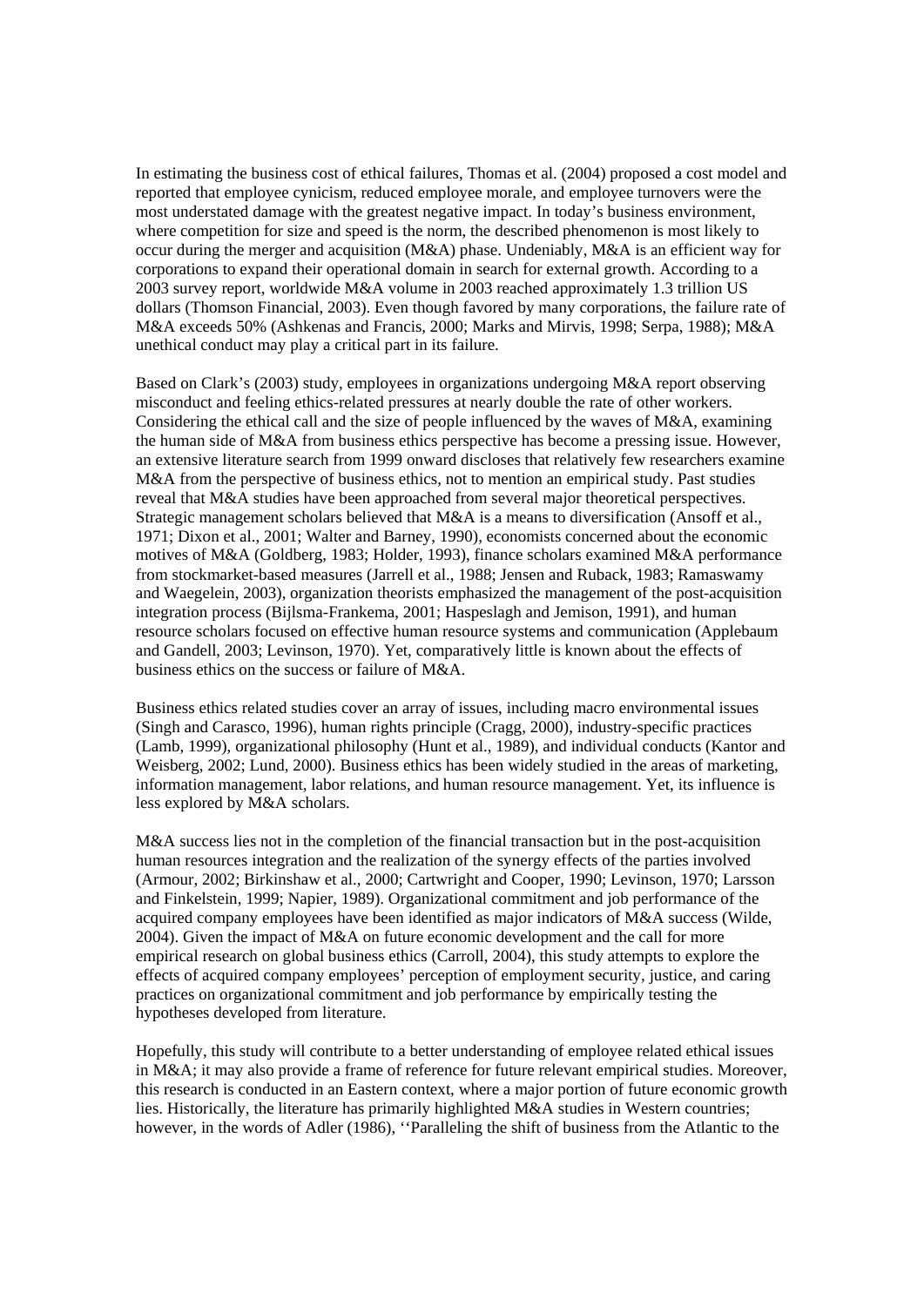In estimating the business cost of ethical failures, Thomas et al. (2004) proposed a cost model and reported that employee cynicism, reduced employee morale, and employee turnovers were the most understated damage with the greatest negative impact. In today's business environment, where competition for size and speed is the norm, the described phenomenon is most likely to occur during the merger and acquisition (M&A) phase. Undeniably, M&A is an efficient way for corporations to expand their operational domain in search for external growth. According to a 2003 survey report, worldwide M&A volume in 2003 reached approximately 1.3 trillion US dollars (Thomson Financial, 2003). Even though favored by many corporations, the failure rate of M&A exceeds 50% (Ashkenas and Francis, 2000; Marks and Mirvis, 1998; Serpa, 1988); M&A unethical conduct may play a critical part in its failure.

Based on Clark's (2003) study, employees in organizations undergoing M&A report observing misconduct and feeling ethics-related pressures at nearly double the rate of other workers. Considering the ethical call and the size of people influenced by the waves of M&A, examining the human side of M&A from business ethics perspective has become a pressing issue. However, an extensive literature search from 1999 onward discloses that relatively few researchers examine M&A from the perspective of business ethics, not to mention an empirical study. Past studies reveal that M&A studies have been approached from several major theoretical perspectives. Strategic management scholars believed that M&A is a means to diversification (Ansoff et al., 1971; Dixon et al., 2001; Walter and Barney, 1990), economists concerned about the economic motives of M&A (Goldberg, 1983; Holder, 1993), finance scholars examined M&A performance from stockmarket-based measures (Jarrell et al., 1988; Jensen and Ruback, 1983; Ramaswamy and Waegelein, 2003), organization theorists emphasized the management of the post-acquisition integration process (Bijlsma-Frankema, 2001; Haspeslagh and Jemison, 1991), and human resource scholars focused on effective human resource systems and communication (Applebaum and Gandell, 2003; Levinson, 1970). Yet, comparatively little is known about the effects of business ethics on the success or failure of M&A.

Business ethics related studies cover an array of issues, including macro environmental issues (Singh and Carasco, 1996), human rights principle (Cragg, 2000), industry-specific practices (Lamb, 1999), organizational philosophy (Hunt et al., 1989), and individual conducts (Kantor and Weisberg, 2002; Lund, 2000). Business ethics has been widely studied in the areas of marketing, information management, labor relations, and human resource management. Yet, its influence is less explored by M&A scholars.

M&A success lies not in the completion of the financial transaction but in the post-acquisition human resources integration and the realization of the synergy effects of the parties involved (Armour, 2002; Birkinshaw et al., 2000; Cartwright and Cooper, 1990; Levinson, 1970; Larsson and Finkelstein, 1999; Napier, 1989). Organizational commitment and job performance of the acquired company employees have been identified as major indicators of M&A success (Wilde, 2004). Given the impact of M&A on future economic development and the call for more empirical research on global business ethics (Carroll, 2004), this study attempts to explore the effects of acquired company employees' perception of employment security, justice, and caring practices on organizational commitment and job performance by empirically testing the hypotheses developed from literature.

Hopefully, this study will contribute to a better understanding of employee related ethical issues in M&A; it may also provide a frame of reference for future relevant empirical studies. Moreover, this research is conducted in an Eastern context, where a major portion of future economic growth lies. Historically, the literature has primarily highlighted M&A studies in Western countries; however, in the words of Adler (1986), ''Paralleling the shift of business from the Atlantic to the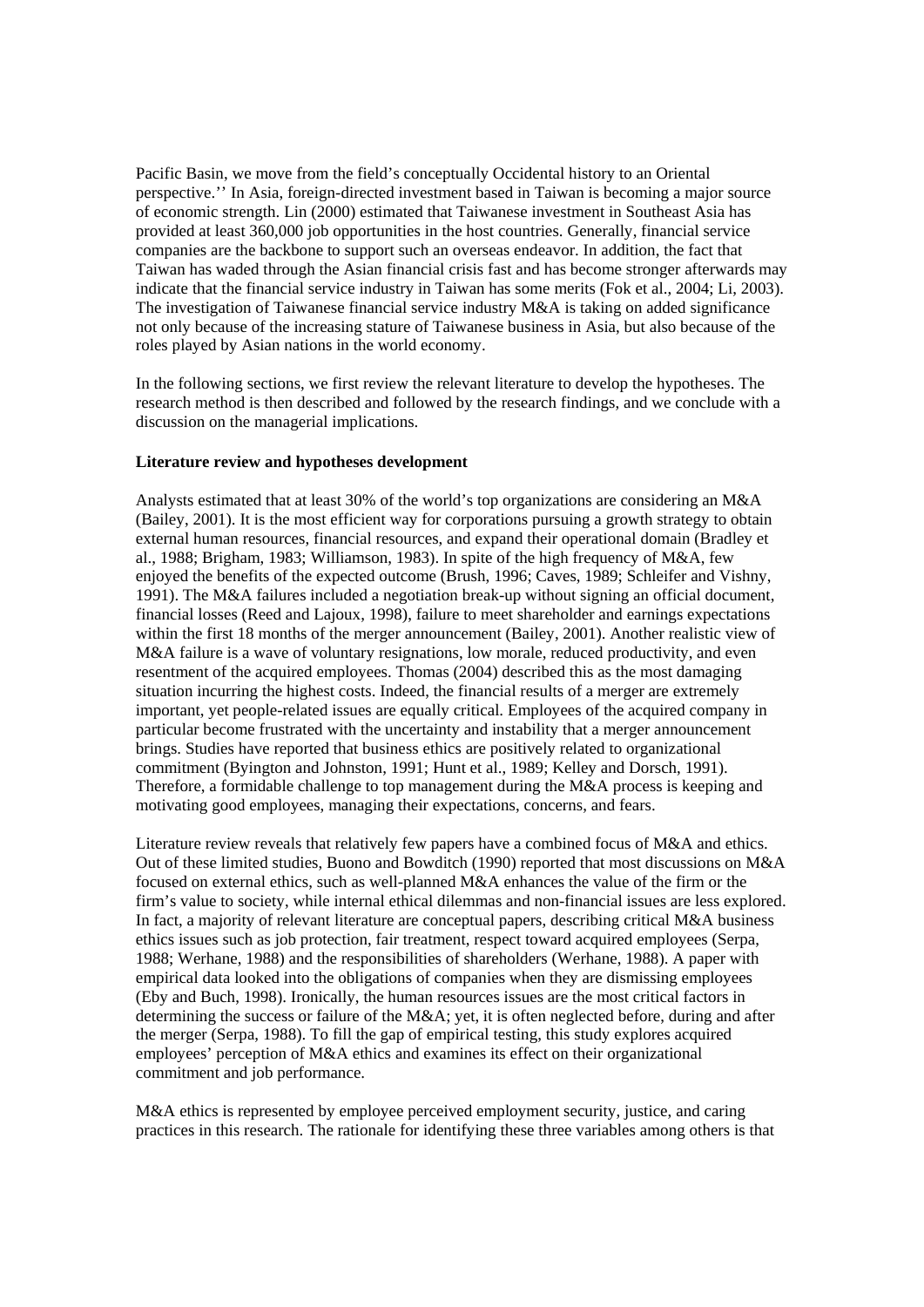Pacific Basin, we move from the field's conceptually Occidental history to an Oriental perspective.'' In Asia, foreign-directed investment based in Taiwan is becoming a major source of economic strength. Lin (2000) estimated that Taiwanese investment in Southeast Asia has provided at least 360,000 job opportunities in the host countries. Generally, financial service companies are the backbone to support such an overseas endeavor. In addition, the fact that Taiwan has waded through the Asian financial crisis fast and has become stronger afterwards may indicate that the financial service industry in Taiwan has some merits (Fok et al., 2004; Li, 2003). The investigation of Taiwanese financial service industry M&A is taking on added significance not only because of the increasing stature of Taiwanese business in Asia, but also because of the roles played by Asian nations in the world economy.

In the following sections, we first review the relevant literature to develop the hypotheses. The research method is then described and followed by the research findings, and we conclude with a discussion on the managerial implications.

**Literature review and hypotheses development**

Analysts estimated that at least 30% of the world's top organizations are considering an M&A (Bailey, 2001). It is the most efficient way for corporations pursuing a growth strategy to obtain external human resources, financial resources, and expand their operational domain (Bradley et al., 1988; Brigham, 1983; Williamson, 1983). In spite of the high frequency of M&A, few enjoyed the benefits of the expected outcome (Brush, 1996; Caves, 1989; Schleifer and Vishny, 1991). The M&A failures included a negotiation break-up without signing an official document, financial losses (Reed and Lajoux, 1998), failure to meet shareholder and earnings expectations within the first 18 months of the merger announcement (Bailey, 2001). Another realistic view of M&A failure is a wave of voluntary resignations, low morale, reduced productivity, and even resentment of the acquired employees. Thomas (2004) described this as the most damaging situation incurring the highest costs. Indeed, the financial results of a merger are extremely important, yet people-related issues are equally critical. Employees of the acquired company in particular become frustrated with the uncertainty and instability that a merger announcement brings. Studies have reported that business ethics are positively related to organizational commitment (Byington and Johnston, 1991; Hunt et al., 1989; Kelley and Dorsch, 1991). Therefore, a formidable challenge to top management during the M&A process is keeping and motivating good employees, managing their expectations, concerns, and fears.

Literature review reveals that relatively few papers have a combined focus of M&A and ethics. Out of these limited studies, Buono and Bowditch (1990) reported that most discussions on M&A focused on external ethics, such as well-planned M&A enhances the value of the firm or the firm's value to society, while internal ethical dilemmas and non-financial issues are less explored. In fact, a majority of relevant literature are conceptual papers, describing critical M&A business ethics issues such as job protection, fair treatment, respect toward acquired employees (Serpa, 1988; Werhane, 1988) and the responsibilities of shareholders (Werhane, 1988). A paper with empirical data looked into the obligations of companies when they are dismissing employees (Eby and Buch, 1998). Ironically, the human resources issues are the most critical factors in determining the success or failure of the M&A; yet, it is often neglected before, during and after the merger (Serpa, 1988). To fill the gap of empirical testing, this study explores acquired employees' perception of M&A ethics and examines its effect on their organizational commitment and job performance.

M&A ethics is represented by employee perceived employment security, justice, and caring practices in this research. The rationale for identifying these three variables among others is that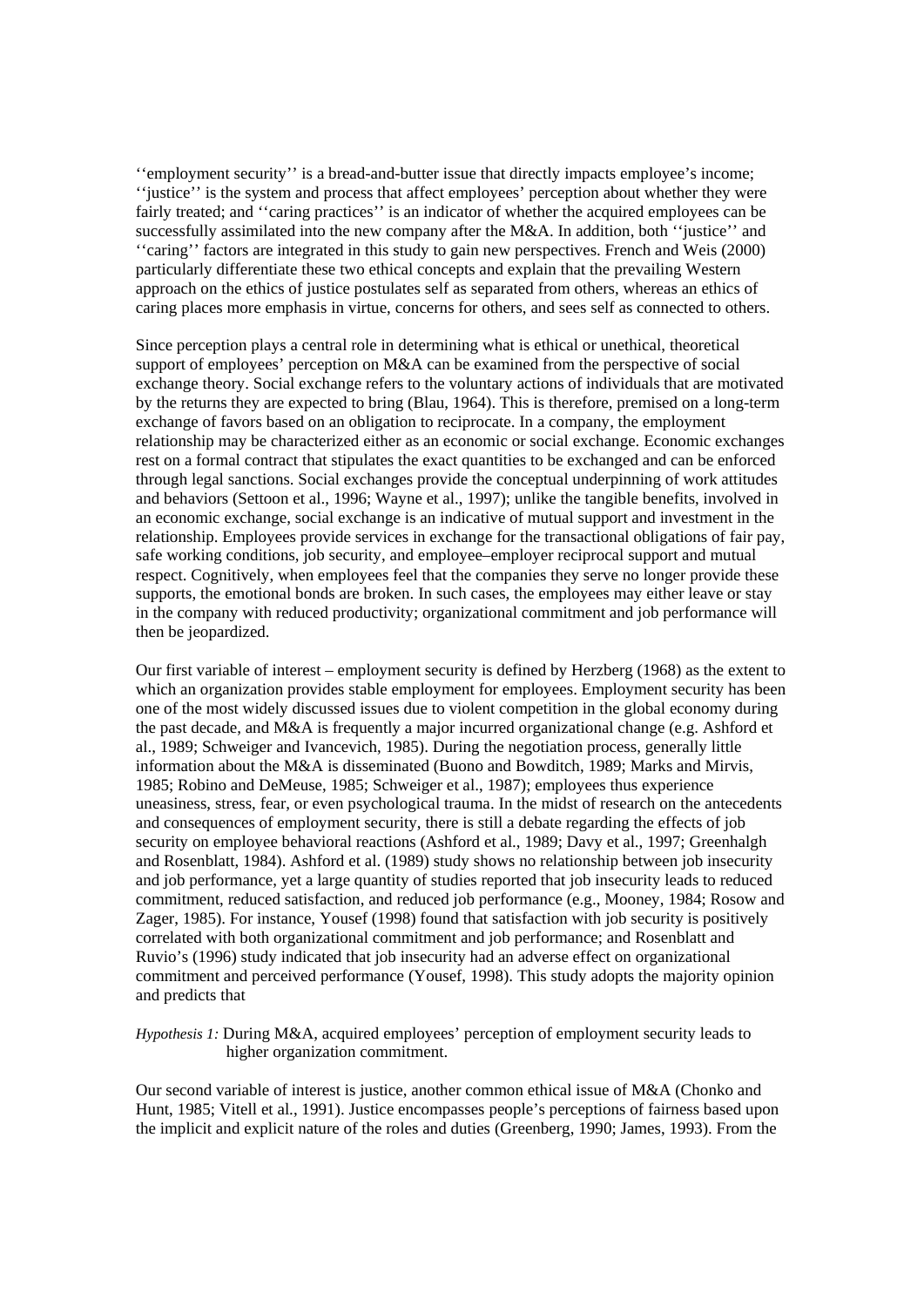''employment security'' is a bread-and-butter issue that directly impacts employee's income; ''justice'' is the system and process that affect employees' perception about whether they were fairly treated; and ''caring practices'' is an indicator of whether the acquired employees can be successfully assimilated into the new company after the M&A. In addition, both ''justice'' and ''caring'' factors are integrated in this study to gain new perspectives. French and Weis (2000) particularly differentiate these two ethical concepts and explain that the prevailing Western approach on the ethics of justice postulates self as separated from others, whereas an ethics of caring places more emphasis in virtue, concerns for others, and sees self as connected to others.

Since perception plays a central role in determining what is ethical or unethical, theoretical support of employees' perception on M&A can be examined from the perspective of social exchange theory. Social exchange refers to the voluntary actions of individuals that are motivated by the returns they are expected to bring (Blau, 1964). This is therefore, premised on a long-term exchange of favors based on an obligation to reciprocate. In a company, the employment relationship may be characterized either as an economic or social exchange. Economic exchanges rest on a formal contract that stipulates the exact quantities to be exchanged and can be enforced through legal sanctions. Social exchanges provide the conceptual underpinning of work attitudes and behaviors (Settoon et al., 1996; Wayne et al., 1997); unlike the tangible benefits, involved in an economic exchange, social exchange is an indicative of mutual support and investment in the relationship. Employees provide services in exchange for the transactional obligations of fair pay, safe working conditions, job security, and employee–employer reciprocal support and mutual respect. Cognitively, when employees feel that the companies they serve no longer provide these supports, the emotional bonds are broken. In such cases, the employees may either leave or stay in the company with reduced productivity; organizational commitment and job performance will then be jeopardized.

Our first variable of interest – employment security is defined by Herzberg (1968) as the extent to which an organization provides stable employment for employees. Employment security has been one of the most widely discussed issues due to violent competition in the global economy during the past decade, and M&A is frequently a major incurred organizational change (e.g. Ashford et al., 1989; Schweiger and Ivancevich, 1985). During the negotiation process, generally little information about the M&A is disseminated (Buono and Bowditch, 1989; Marks and Mirvis, 1985; Robino and DeMeuse, 1985; Schweiger et al., 1987); employees thus experience uneasiness, stress, fear, or even psychological trauma. In the midst of research on the antecedents and consequences of employment security, there is still a debate regarding the effects of job security on employee behavioral reactions (Ashford et al., 1989; Davy et al., 1997; Greenhalgh and Rosenblatt, 1984). Ashford et al. (1989) study shows no relationship between job insecurity and job performance, yet a large quantity of studies reported that job insecurity leads to reduced commitment, reduced satisfaction, and reduced job performance (e.g., Mooney, 1984; Rosow and Zager, 1985). For instance, Yousef (1998) found that satisfaction with job security is positively correlated with both organizational commitment and job performance; and Rosenblatt and Ruvio's (1996) study indicated that job insecurity had an adverse effect on organizational commitment and perceived performance (Yousef, 1998). This study adopts the majority opinion and predicts that

*Hypothesis 1:* During M&A, acquired employees' perception of employment security leads to higher organization commitment.

Our second variable of interest is justice, another common ethical issue of M&A (Chonko and Hunt, 1985; Vitell et al., 1991). Justice encompasses people's perceptions of fairness based upon the implicit and explicit nature of the roles and duties (Greenberg, 1990; James, 1993). From the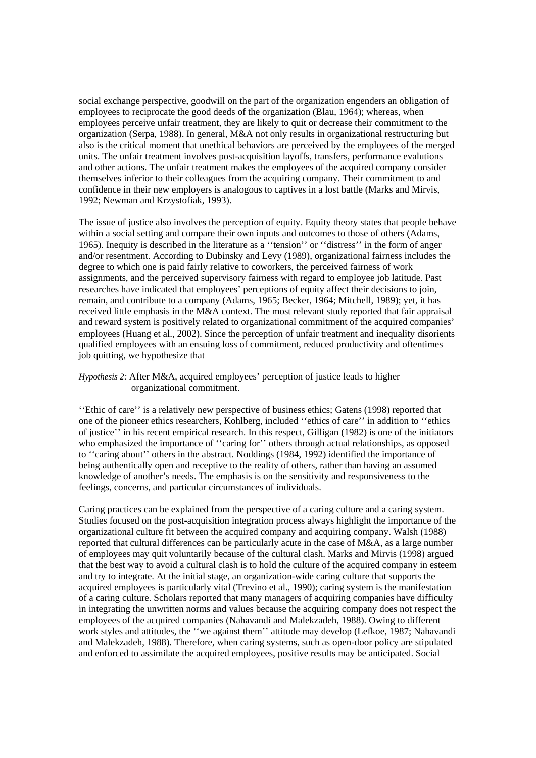social exchange perspective, goodwill on the part of the organization engenders an obligation of employees to reciprocate the good deeds of the organization (Blau, 1964); whereas, when employees perceive unfair treatment, they are likely to quit or decrease their commitment to the organization (Serpa, 1988). In general, M&A not only results in organizational restructuring but also is the critical moment that unethical behaviors are perceived by the employees of the merged units. The unfair treatment involves post-acquisition layoffs, transfers, performance evalutions and other actions. The unfair treatment makes the employees of the acquired company consider themselves inferior to their colleagues from the acquiring company. Their commitment to and confidence in their new employers is analogous to captives in a lost battle (Marks and Mirvis, 1992; Newman and Krzystofiak, 1993).

The issue of justice also involves the perception of equity. Equity theory states that people behave within a social setting and compare their own inputs and outcomes to those of others (Adams, 1965). Inequity is described in the literature as a ''tension'' or ''distress'' in the form of anger and/or resentment. According to Dubinsky and Levy (1989), organizational fairness includes the degree to which one is paid fairly relative to coworkers, the perceived fairness of work assignments, and the perceived supervisory fairness with regard to employee job latitude. Past researches have indicated that employees' perceptions of equity affect their decisions to join, remain, and contribute to a company (Adams, 1965; Becker, 1964; Mitchell, 1989); yet, it has received little emphasis in the M&A context. The most relevant study reported that fair appraisal and reward system is positively related to organizational commitment of the acquired companies' employees (Huang et al., 2002). Since the perception of unfair treatment and inequality disorients qualified employees with an ensuing loss of commitment, reduced productivity and oftentimes job quitting, we hypothesize that

*Hypothesis 2:* After M&A, acquired employees' perception of justice leads to higher organizational commitment.

''Ethic of care'' is a relatively new perspective of business ethics; Gatens (1998) reported that one of the pioneer ethics researchers, Kohlberg, included ''ethics of care'' in addition to ''ethics of justice'' in his recent empirical research. In this respect, Gilligan (1982) is one of the initiators who emphasized the importance of ''caring for'' others through actual relationships, as opposed to ''caring about'' others in the abstract. Noddings (1984, 1992) identified the importance of being authentically open and receptive to the reality of others, rather than having an assumed knowledge of another's needs. The emphasis is on the sensitivity and responsiveness to the feelings, concerns, and particular circumstances of individuals.

Caring practices can be explained from the perspective of a caring culture and a caring system. Studies focused on the post-acquisition integration process always highlight the importance of the organizational culture fit between the acquired company and acquiring company. Walsh (1988) reported that cultural differences can be particularly acute in the case of M&A, as a large number of employees may quit voluntarily because of the cultural clash. Marks and Mirvis (1998) argued that the best way to avoid a cultural clash is to hold the culture of the acquired company in esteem and try to integrate. At the initial stage, an organization-wide caring culture that supports the acquired employees is particularly vital (Trevino et al., 1990); caring system is the manifestation of a caring culture. Scholars reported that many managers of acquiring companies have difficulty in integrating the unwritten norms and values because the acquiring company does not respect the employees of the acquired companies (Nahavandi and Malekzadeh, 1988). Owing to different work styles and attitudes, the ''we against them'' attitude may develop (Lefkoe, 1987; Nahavandi and Malekzadeh, 1988). Therefore, when caring systems, such as open-door policy are stipulated and enforced to assimilate the acquired employees, positive results may be anticipated. Social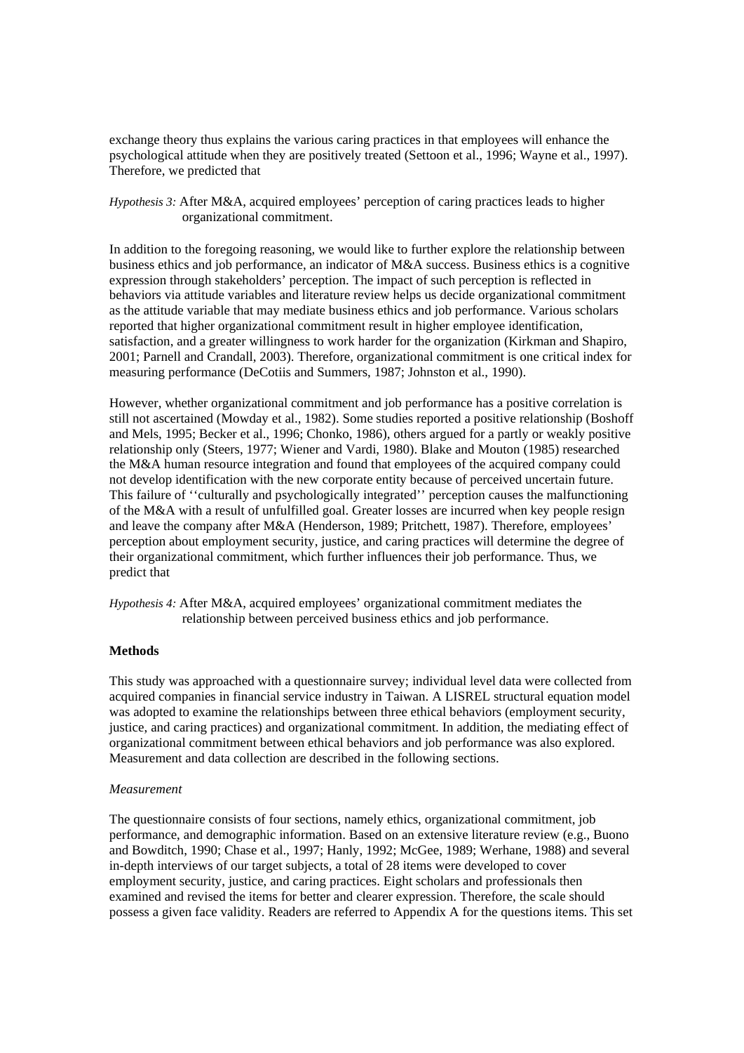exchange theory thus explains the various caring practices in that employees will enhance the psychological attitude when they are positively treated (Settoon et al., 1996; Wayne et al., 1997). Therefore, we predicted that

*Hypothesis 3:* After M&A, acquired employees' perception of caring practices leads to higher organizational commitment.

In addition to the foregoing reasoning, we would like to further explore the relationship between business ethics and job performance, an indicator of M&A success. Business ethics is a cognitive expression through stakeholders' perception. The impact of such perception is reflected in behaviors via attitude variables and literature review helps us decide organizational commitment as the attitude variable that may mediate business ethics and job performance. Various scholars reported that higher organizational commitment result in higher employee identification, satisfaction, and a greater willingness to work harder for the organization (Kirkman and Shapiro, 2001; Parnell and Crandall, 2003). Therefore, organizational commitment is one critical index for measuring performance (DeCotiis and Summers, 1987; Johnston et al., 1990).

However, whether organizational commitment and job performance has a positive correlation is still not ascertained (Mowday et al., 1982). Some studies reported a positive relationship (Boshoff and Mels, 1995; Becker et al., 1996; Chonko, 1986), others argued for a partly or weakly positive relationship only (Steers, 1977; Wiener and Vardi, 1980). Blake and Mouton (1985) researched the M&A human resource integration and found that employees of the acquired company could not develop identification with the new corporate entity because of perceived uncertain future. This failure of ''culturally and psychologically integrated'' perception causes the malfunctioning of the M&A with a result of unfulfilled goal. Greater losses are incurred when key people resign and leave the company after M&A (Henderson, 1989; Pritchett, 1987). Therefore, employees' perception about employment security, justice, and caring practices will determine the degree of their organizational commitment, which further influences their job performance. Thus, we predict that

*Hypothesis 4:* After M&A, acquired employees' organizational commitment mediates the relationship between perceived business ethics and job performance.

**Methods**

This study was approached with a questionnaire survey; individual level data were collected from acquired companies in financial service industry in Taiwan. A LISREL structural equation model was adopted to examine the relationships between three ethical behaviors (employment security, justice, and caring practices) and organizational commitment. In addition, the mediating effect of organizational commitment between ethical behaviors and job performance was also explored. Measurement and data collection are described in the following sections.

*Measurement*

The questionnaire consists of four sections, namely ethics, organizational commitment, job performance, and demographic information. Based on an extensive literature review (e.g., Buono and Bowditch, 1990; Chase et al., 1997; Hanly, 1992; McGee, 1989; Werhane, 1988) and several in-depth interviews of our target subjects, a total of 28 items were developed to cover employment security, justice, and caring practices. Eight scholars and professionals then examined and revised the items for better and clearer expression. Therefore, the scale should possess a given face validity. Readers are referred to Appendix A for the questions items. This set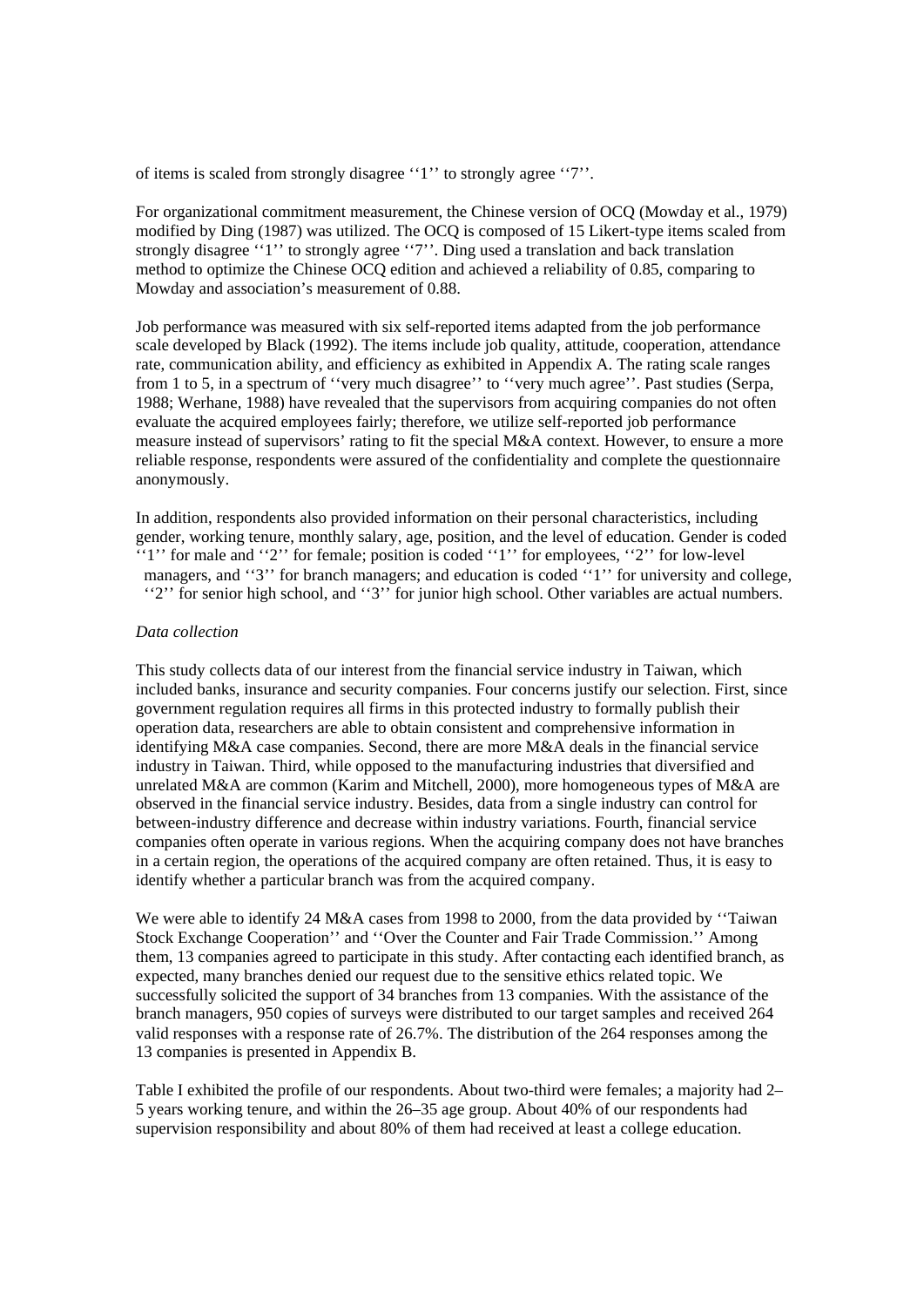of items is scaled from strongly disagree ''1'' to strongly agree ''7''.

For organizational commitment measurement, the Chinese version of OCQ (Mowday et al., 1979) modified by Ding (1987) was utilized. The OCQ is composed of 15 Likert-type items scaled from strongly disagree ''1'' to strongly agree ''7''. Ding used a translation and back translation method to optimize the Chinese OCQ edition and achieved a reliability of 0.85, comparing to Mowday and association's measurement of 0.88.

Job performance was measured with six self-reported items adapted from the job performance scale developed by Black (1992). The items include job quality, attitude, cooperation, attendance rate, communication ability, and efficiency as exhibited in Appendix A. The rating scale ranges from 1 to 5, in a spectrum of ''very much disagree'' to ''very much agree''. Past studies (Serpa, 1988; Werhane, 1988) have revealed that the supervisors from acquiring companies do not often evaluate the acquired employees fairly; therefore, we utilize self-reported job performance measure instead of supervisors' rating to fit the special M&A context. However, to ensure a more reliable response, respondents were assured of the confidentiality and complete the questionnaire anonymously.

In addition, respondents also provided information on their personal characteristics, including gender, working tenure, monthly salary, age, position, and the level of education. Gender is coded ''1'' for male and ''2'' for female; position is coded ''1'' for employees, ''2'' for low-level managers, and ''3'' for branch managers; and education is coded ''1'' for university and college, ''2'' for senior high school, and ''3'' for junior high school. Other variables are actual numbers.

*Data collection*

This study collects data of our interest from the financial service industry in Taiwan, which included banks, insurance and security companies. Four concerns justify our selection. First, since government regulation requires all firms in this protected industry to formally publish their operation data, researchers are able to obtain consistent and comprehensive information in identifying M&A case companies. Second, there are more M&A deals in the financial service industry in Taiwan. Third, while opposed to the manufacturing industries that diversified and unrelated M&A are common (Karim and Mitchell, 2000), more homogeneous types of M&A are observed in the financial service industry. Besides, data from a single industry can control for between-industry difference and decrease within industry variations. Fourth, financial service companies often operate in various regions. When the acquiring company does not have branches in a certain region, the operations of the acquired company are often retained. Thus, it is easy to identify whether a particular branch was from the acquired company.

We were able to identify 24 M&A cases from 1998 to 2000, from the data provided by ''Taiwan Stock Exchange Cooperation'' and ''Over the Counter and Fair Trade Commission.'' Among them, 13 companies agreed to participate in this study. After contacting each identified branch, as expected, many branches denied our request due to the sensitive ethics related topic. We successfully solicited the support of 34 branches from 13 companies. With the assistance of the branch managers, 950 copies of surveys were distributed to our target samples and received 264 valid responses with a response rate of 26.7%. The distribution of the 264 responses among the 13 companies is presented in Appendix B.

Table I exhibited the profile of our respondents. About two-third were females; a majority had 2–5 years working tenure, and within the 26–35 age group. About 40% of our respondents had supervision responsibility and about 80% of them had received at least a college education.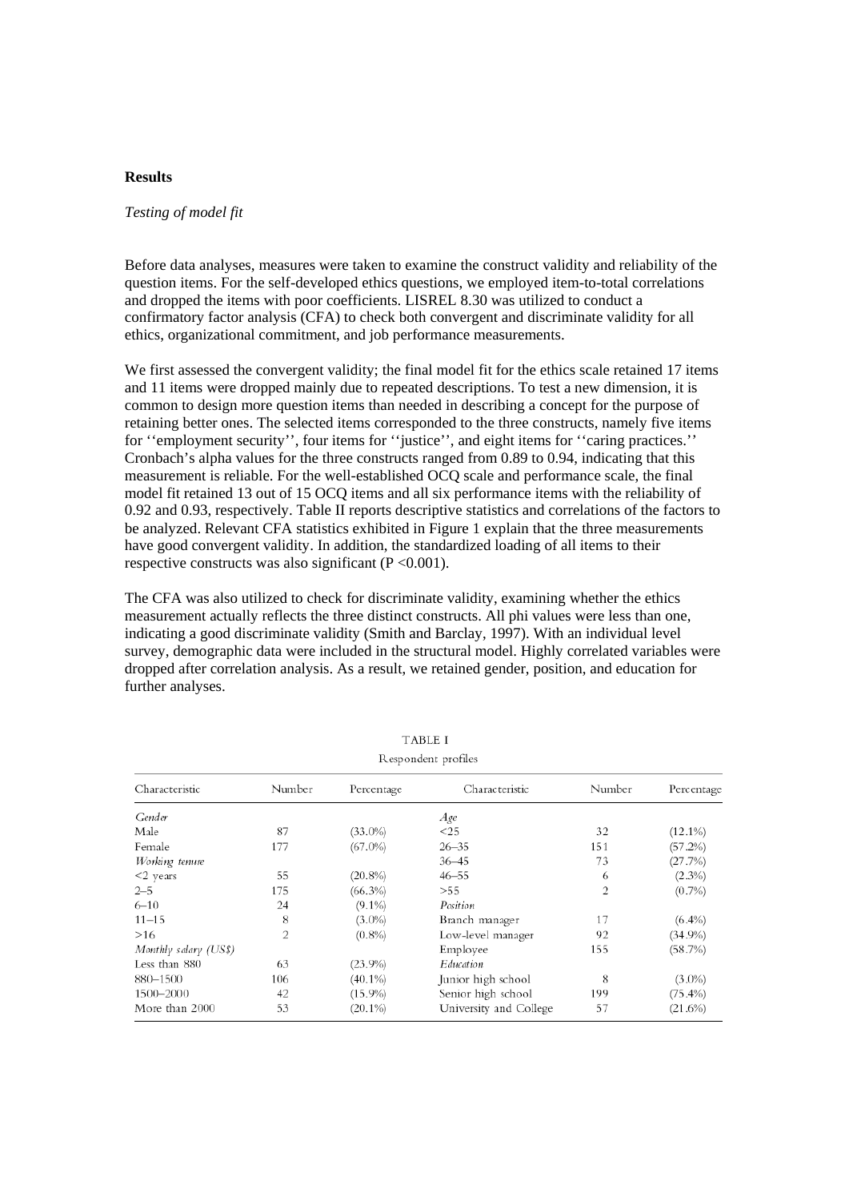## Results

*Testing of model fit*

Before data analyses, measures were taken to examine the construct validity and reliability of the question items. For the self-developed ethics questions, we employed item-to-total correlations and dropped the items with poor coefficients. LISREL 8.30 was utilized to conduct a confirmatory factor analysis (CFA) to check both convergent and discriminate validity for all ethics, organizational commitment, and job performance measurements.

We first assessed the convergent validity; the final model fit for the ethics scale retained 17 items and 11 items were dropped mainly due to repeated descriptions. To test a new dimension, it is common to design more question items than needed in describing a concept for the purpose of retaining better ones. The selected items corresponded to the three constructs, namely five items for ''employment security'', four items for ''justice'', and eight items for ''caring practices.'' Cronbach's alpha values for the three constructs ranged from 0.89 to 0.94, indicating that this measurement is reliable. For the well-established OCQ scale and performance scale, the final model fit retained 13 out of 15 OCQ items and all six performance items with the reliability of 0.92 and 0.93, respectively. Table II reports descriptive statistics and correlations of the factors to be analyzed. Relevant CFA statistics exhibited in Figure 1 explain that the three measurements have good convergent validity. In addition, the standardized loading of all items to their respective constructs was also significant ($P < 0.001$).

The CFA was also utilized to check for discriminate validity, examining whether the ethics measurement actually reflects the three distinct constructs. All phi values were less than one, indicating a good discriminate validity (Smith and Barclay, 1997). With an individual level survey, demographic data were included in the structural model. Highly correlated variables were dropped after correlation analysis. As a result, we retained gender, position, and education for further analyses.

TABLE I

Respondent profiles

| Characteristic | Number | Percentage | Characteristic | Number | Percentage |
|---|---|---|---|---|---|
| *Gender* | | | *Age* | | |
| Male | 87 | (33.0%) | <25 | 32 | (12.1%) |
| Female | 177 | (67.0%) | 26–35 | 151 | (57.2%) |
| *Working tenure* | | | 36–45 | 73 | (27.7%) |
| <2 years | 55 | (20.8%) | 46–55 | 6 | (2.3%) |
| 2–5 | 175 | (66.3%) | >55 | 2 | (0.7%) |
| 6–10 | 24 | (9.1%) | *Position* | | |
| 11–15 | 8 | (3.0%) | Branch manager | 17 | (6.4%) |
| >16 | 2 | (0.8%) | Low-level manager | 92 | (34.9%) |
| *Monthly salary (US$)* | | | Employee | 155 | (58.7%) |
| Less than 880 | 63 | (23.9%) | *Education* | | |
| 880–1500 | 106 | (40.1%) | Junior high school | 8 | (3.0%) |
| 1500–2000 | 42 | (15.9%) | Senior high school | 199 | (75.4%) |
| More than 2000 | 53 | (20.1%) | University and College | 57 | (21.6%) |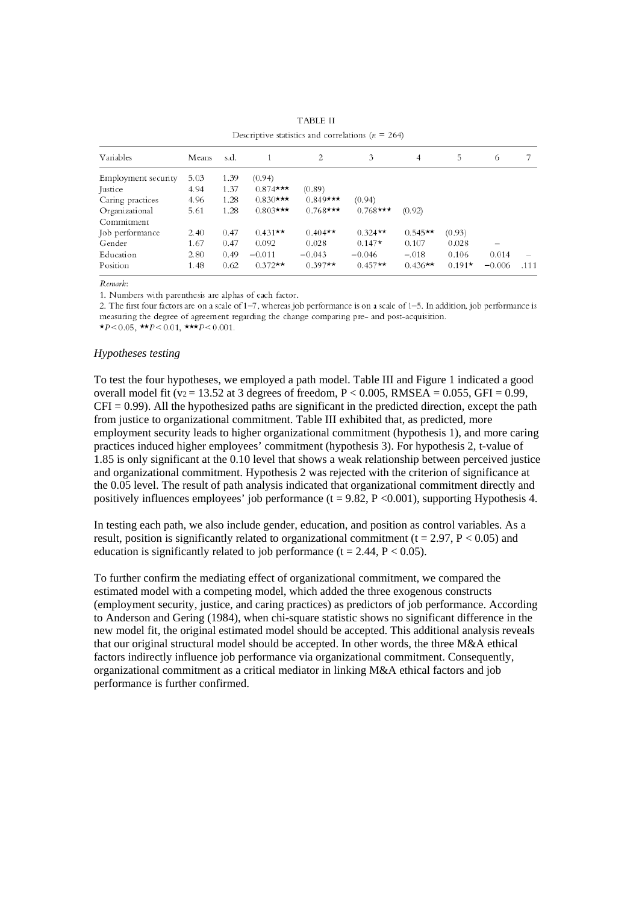TABLE II

Descriptive statistics and correlations ($n$ = 264)

| Variables | Means | s.d. | 1 | 2 | 3 | 4 | 5 | 6 | 7 |
|---|---|---|---|---|---|---|---|---|---|
| Employment security | 5.03 | 1.39 | (0.94) | | | | | | |
| Justice | 4.94 | 1.37 | 0.874*** | (0.89) | | | | | |
| Caring practices | 4.96 | 1.28 | 0.830*** | 0.849*** | (0.94) | | | | |
| Organizational Commitment | 5.61 | 1.28 | 0.803*** | 0.768*** | 0.768*** | (0.92) | | | |
| Job performance | 2.40 | 0.47 | 0.431** | 0.404** | 0.324** | 0.545** | (0.93) | | |
| Gender | 1.67 | 0.47 | 0.092 | 0.028 | 0.147* | 0.107 | 0.028 | – | |
| Education | 2.80 | 0.49 | −0.011 | −0.043 | −0.046 | −.018 | 0.106 | 0.014 | – |
| Position | 1.48 | 0.62 | 0.372** | 0.397** | 0.457** | 0.436** | 0.191* | −0.006 | .111 |

*Remark*:

1. Numbers with parenthesis are alphas of each factor.

2. The first four factors are on a scale of 1–7, whereas job performance is on a scale of 1–5. In addition, job performance is measuring the degree of agreement regarding the change comparing pre- and post-acquisition.

*$P < 0.05$, **$P < 0.01$, ***$P < 0.001$.

### *Hypotheses testing*

To test the four hypotheses, we employed a path model. Table III and Figure 1 indicated a good overall model fit ($\chi^2$ = 13.52 at 3 degrees of freedom, $P < 0.005$, RMSEA = 0.055, GFI = 0.99, CFI = 0.99). All the hypothesized paths are significant in the predicted direction, except the path from justice to organizational commitment. Table III exhibited that, as predicted, more employment security leads to higher organizational commitment (hypothesis 1), and more caring practices induced higher employees' commitment (hypothesis 3). For hypothesis 2, t-value of 1.85 is only significant at the 0.10 level that shows a weak relationship between perceived justice and organizational commitment. Hypothesis 2 was rejected with the criterion of significance at the 0.05 level. The result of path analysis indicated that organizational commitment directly and positively influences employees' job performance ($t = 9.82$, $P < 0.001$), supporting Hypothesis 4.

In testing each path, we also include gender, education, and position as control variables. As a result, position is significantly related to organizational commitment ($t = 2.97$, $P < 0.05$) and education is significantly related to job performance ($t = 2.44$, $P < 0.05$).

To further confirm the mediating effect of organizational commitment, we compared the estimated model with a competing model, which added the three exogenous constructs (employment security, justice, and caring practices) as predictors of job performance. According to Anderson and Gering (1984), when chi-square statistic shows no significant difference in the new model fit, the original estimated model should be accepted. This additional analysis reveals that our original structural model should be accepted. In other words, the three M&A ethical factors indirectly influence job performance via organizational commitment. Consequently, organizational commitment as a critical mediator in linking M&A ethical factors and job performance is further confirmed.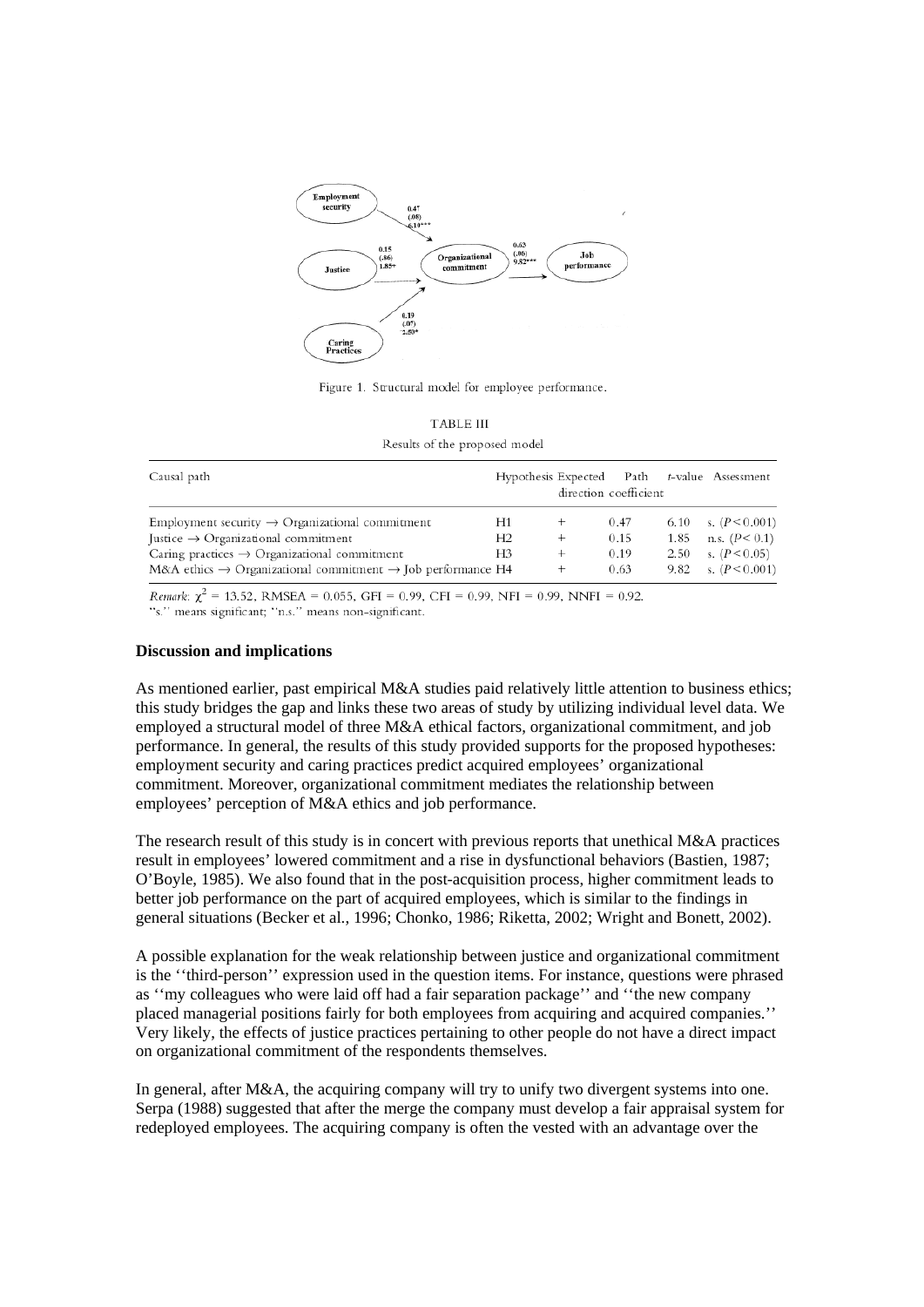Figure 1. Structural model for employee performance.

TABLE III

Results of the proposed model

| Causal path | Hypothesis | Expected direction | Path coefficient | *t*-value | Assessment |
|---|---|---|---|---|---|
| Employment security → Organizational commitment | H1 | + | 0.47 | 6.10 | s. ($P < 0.001$) |
| Justice → Organizational commitment | H2 | + | 0.15 | 1.85 | n.s. ($P < 0.1$) |
| Caring practices → Organizational commitment | H3 | + | 0.19 | 2.50 | s. ($P < 0.05$) |
| M&A ethics → Organizational commitment → Job performance | H4 | + | 0.63 | 9.82 | s. ($P < 0.001$) |

*Remark*: $\chi^2 = 13.52$, RMSEA = 0.055, GFI = 0.99, CFI = 0.99, NFI = 0.99, NNFI = 0.92.
''s.'' means significant; ''n.s.'' means non-significant.

**Discussion and implications**

As mentioned earlier, past empirical M&A studies paid relatively little attention to business ethics; this study bridges the gap and links these two areas of study by utilizing individual level data. We employed a structural model of three M&A ethical factors, organizational commitment, and job performance. In general, the results of this study provided supports for the proposed hypotheses: employment security and caring practices predict acquired employees' organizational commitment. Moreover, organizational commitment mediates the relationship between employees' perception of M&A ethics and job performance.

The research result of this study is in concert with previous reports that unethical M&A practices result in employees' lowered commitment and a rise in dysfunctional behaviors (Bastien, 1987; O'Boyle, 1985). We also found that in the post-acquisition process, higher commitment leads to better job performance on the part of acquired employees, which is similar to the findings in general situations (Becker et al., 1996; Chonko, 1986; Riketta, 2002; Wright and Bonett, 2002).

A possible explanation for the weak relationship between justice and organizational commitment is the ''third-person'' expression used in the question items. For instance, questions were phrased as ''my colleagues who were laid off had a fair separation package'' and ''the new company placed managerial positions fairly for both employees from acquiring and acquired companies.'' Very likely, the effects of justice practices pertaining to other people do not have a direct impact on organizational commitment of the respondents themselves.

In general, after M&A, the acquiring company will try to unify two divergent systems into one. Serpa (1988) suggested that after the merge the company must develop a fair appraisal system for redeployed employees. The acquiring company is often the vested with an advantage over the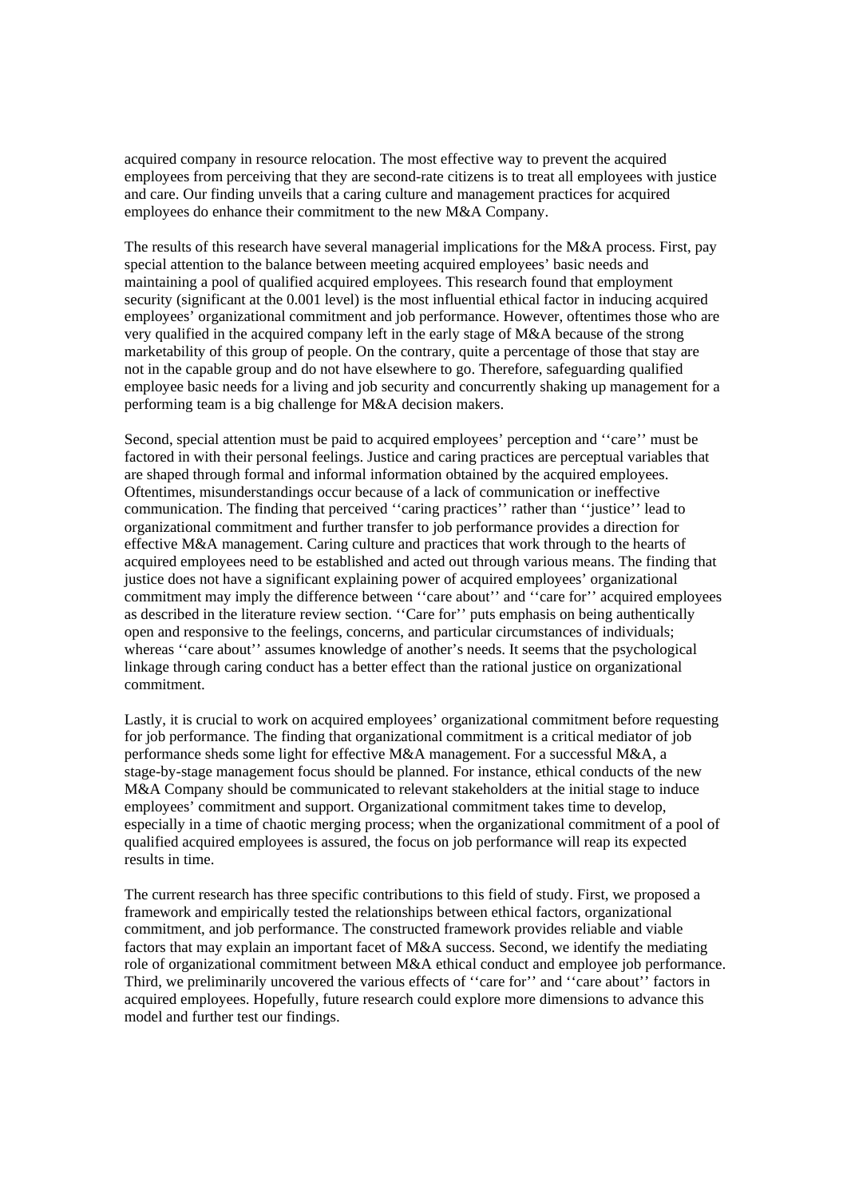acquired company in resource relocation. The most effective way to prevent the acquired employees from perceiving that they are second-rate citizens is to treat all employees with justice and care. Our finding unveils that a caring culture and management practices for acquired employees do enhance their commitment to the new M&A Company.

The results of this research have several managerial implications for the M&A process. First, pay special attention to the balance between meeting acquired employees' basic needs and maintaining a pool of qualified acquired employees. This research found that employment security (significant at the 0.001 level) is the most influential ethical factor in inducing acquired employees' organizational commitment and job performance. However, oftentimes those who are very qualified in the acquired company left in the early stage of M&A because of the strong marketability of this group of people. On the contrary, quite a percentage of those that stay are not in the capable group and do not have elsewhere to go. Therefore, safeguarding qualified employee basic needs for a living and job security and concurrently shaking up management for a performing team is a big challenge for M&A decision makers.

Second, special attention must be paid to acquired employees' perception and ''care'' must be factored in with their personal feelings. Justice and caring practices are perceptual variables that are shaped through formal and informal information obtained by the acquired employees. Oftentimes, misunderstandings occur because of a lack of communication or ineffective communication. The finding that perceived ''caring practices'' rather than ''justice'' lead to organizational commitment and further transfer to job performance provides a direction for effective M&A management. Caring culture and practices that work through to the hearts of acquired employees need to be established and acted out through various means. The finding that justice does not have a significant explaining power of acquired employees' organizational commitment may imply the difference between ''care about'' and ''care for'' acquired employees as described in the literature review section. ''Care for'' puts emphasis on being authentically open and responsive to the feelings, concerns, and particular circumstances of individuals; whereas ''care about'' assumes knowledge of another's needs. It seems that the psychological linkage through caring conduct has a better effect than the rational justice on organizational commitment.

Lastly, it is crucial to work on acquired employees' organizational commitment before requesting for job performance. The finding that organizational commitment is a critical mediator of job performance sheds some light for effective M&A management. For a successful M&A, a stage-by-stage management focus should be planned. For instance, ethical conducts of the new M&A Company should be communicated to relevant stakeholders at the initial stage to induce employees' commitment and support. Organizational commitment takes time to develop, especially in a time of chaotic merging process; when the organizational commitment of a pool of qualified acquired employees is assured, the focus on job performance will reap its expected results in time.

The current research has three specific contributions to this field of study. First, we proposed a framework and empirically tested the relationships between ethical factors, organizational commitment, and job performance. The constructed framework provides reliable and viable factors that may explain an important facet of M&A success. Second, we identify the mediating role of organizational commitment between M&A ethical conduct and employee job performance. Third, we preliminarily uncovered the various effects of ''care for'' and ''care about'' factors in acquired employees. Hopefully, future research could explore more dimensions to advance this model and further test our findings.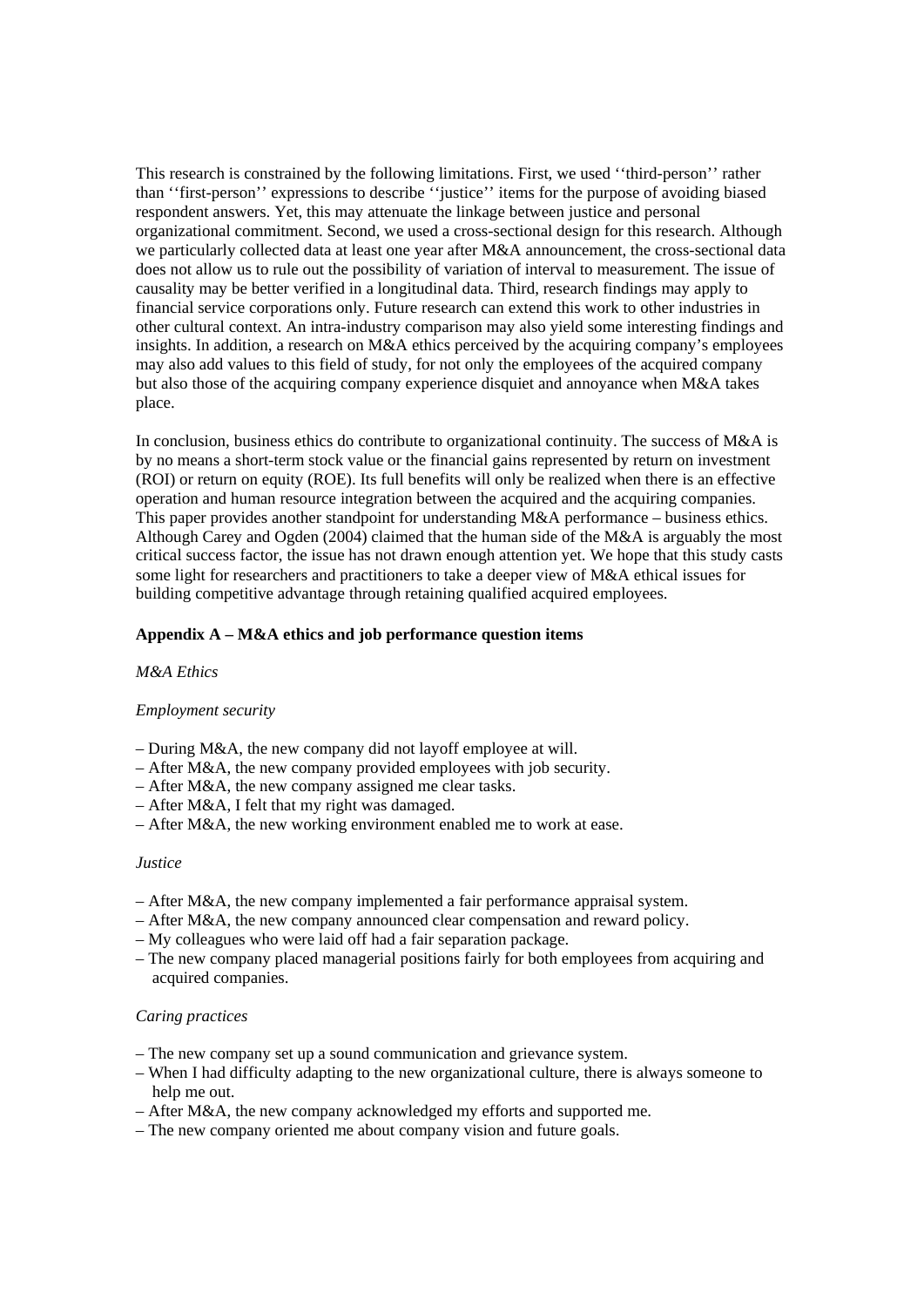This research is constrained by the following limitations. First, we used ''third-person'' rather than ''first-person'' expressions to describe ''justice'' items for the purpose of avoiding biased respondent answers. Yet, this may attenuate the linkage between justice and personal organizational commitment. Second, we used a cross-sectional design for this research. Although we particularly collected data at least one year after M&A announcement, the cross-sectional data does not allow us to rule out the possibility of variation of interval to measurement. The issue of causality may be better verified in a longitudinal data. Third, research findings may apply to financial service corporations only. Future research can extend this work to other industries in other cultural context. An intra-industry comparison may also yield some interesting findings and insights. In addition, a research on M&A ethics perceived by the acquiring company's employees may also add values to this field of study, for not only the employees of the acquired company but also those of the acquiring company experience disquiet and annoyance when M&A takes place.

In conclusion, business ethics do contribute to organizational continuity. The success of M&A is by no means a short-term stock value or the financial gains represented by return on investment (ROI) or return on equity (ROE). Its full benefits will only be realized when there is an effective operation and human resource integration between the acquired and the acquiring companies. This paper provides another standpoint for understanding M&A performance – business ethics. Although Carey and Ogden (2004) claimed that the human side of the M&A is arguably the most critical success factor, the issue has not drawn enough attention yet. We hope that this study casts some light for researchers and practitioners to take a deeper view of M&A ethical issues for building competitive advantage through retaining qualified acquired employees.

## Appendix A – M&A ethics and job performance question items

*M&A Ethics*

*Employment security*

– During M&A, the new company did not layoff employee at will.
– After M&A, the new company provided employees with job security.
– After M&A, the new company assigned me clear tasks.
– After M&A, I felt that my right was damaged.
– After M&A, the new working environment enabled me to work at ease.

*Justice*

– After M&A, the new company implemented a fair performance appraisal system.
– After M&A, the new company announced clear compensation and reward policy.
– My colleagues who were laid off had a fair separation package.
– The new company placed managerial positions fairly for both employees from acquiring and acquired companies.

*Caring practices*

– The new company set up a sound communication and grievance system.
– When I had difficulty adapting to the new organizational culture, there is always someone to help me out.
– After M&A, the new company acknowledged my efforts and supported me.
– The new company oriented me about company vision and future goals.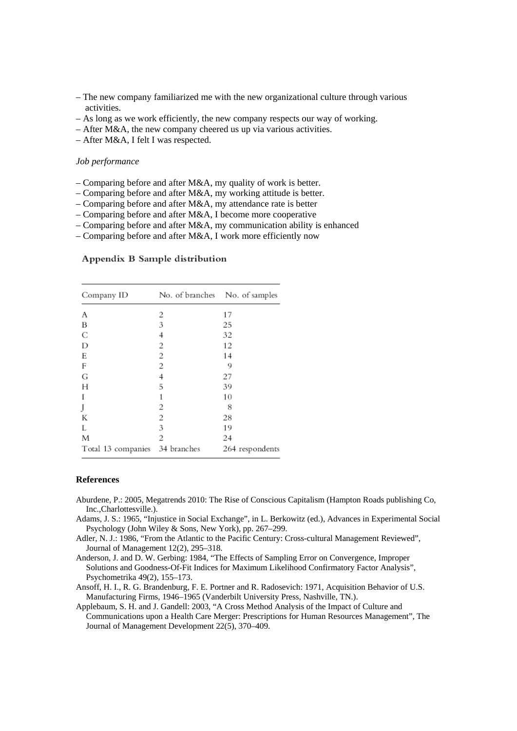– The new company familiarized me with the new organizational culture through various activities.
– As long as we work efficiently, the new company respects our way of working.
– After M&A, the new company cheered us up via various activities.
– After M&A, I felt I was respected.

*Job performance*

– Comparing before and after M&A, my quality of work is better.
– Comparing before and after M&A, my working attitude is better.
– Comparing before and after M&A, my attendance rate is better
– Comparing before and after M&A, I become more cooperative
– Comparing before and after M&A, my communication ability is enhanced
– Comparing before and after M&A, I work more efficiently now

**Appendix B Sample distribution**

| Company ID | No. of branches | No. of samples |
|---|---|---|
| A | 2 | 17 |
| B | 3 | 25 |
| C | 4 | 32 |
| D | 2 | 12 |
| E | 2 | 14 |
| F | 2 | 9 |
| G | 4 | 27 |
| H | 5 | 39 |
| I | 1 | 10 |
| J | 2 | 8 |
| K | 2 | 28 |
| L | 3 | 19 |
| M | 2 | 24 |
| Total 13 companies | 34 branches | 264 respondents |

## References

Aburdene, P.: 2005, Megatrends 2010: The Rise of Conscious Capitalism (Hampton Roads publishing Co, Inc.,Charlottesville.).

Adams, J. S.: 1965, "Injustice in Social Exchange", in L. Berkowitz (ed.), Advances in Experimental Social Psychology (John Wiley & Sons, New York), pp. 267–299.

Adler, N. J.: 1986, "From the Atlantic to the Pacific Century: Cross-cultural Management Reviewed", Journal of Management 12(2), 295–318.

Anderson, J. and D. W. Gerbing: 1984, "The Effects of Sampling Error on Convergence, Improper Solutions and Goodness-Of-Fit Indices for Maximum Likelihood Confirmatory Factor Analysis", Psychometrika 49(2), 155–173.

Ansoff, H. I., R. G. Brandenburg, F. E. Portner and R. Radosevich: 1971, Acquisition Behavior of U.S. Manufacturing Firms, 1946–1965 (Vanderbilt University Press, Nashville, TN.).

Applebaum, S. H. and J. Gandell: 2003, "A Cross Method Analysis of the Impact of Culture and Communications upon a Health Care Merger: Prescriptions for Human Resources Management", The Journal of Management Development 22(5), 370–409.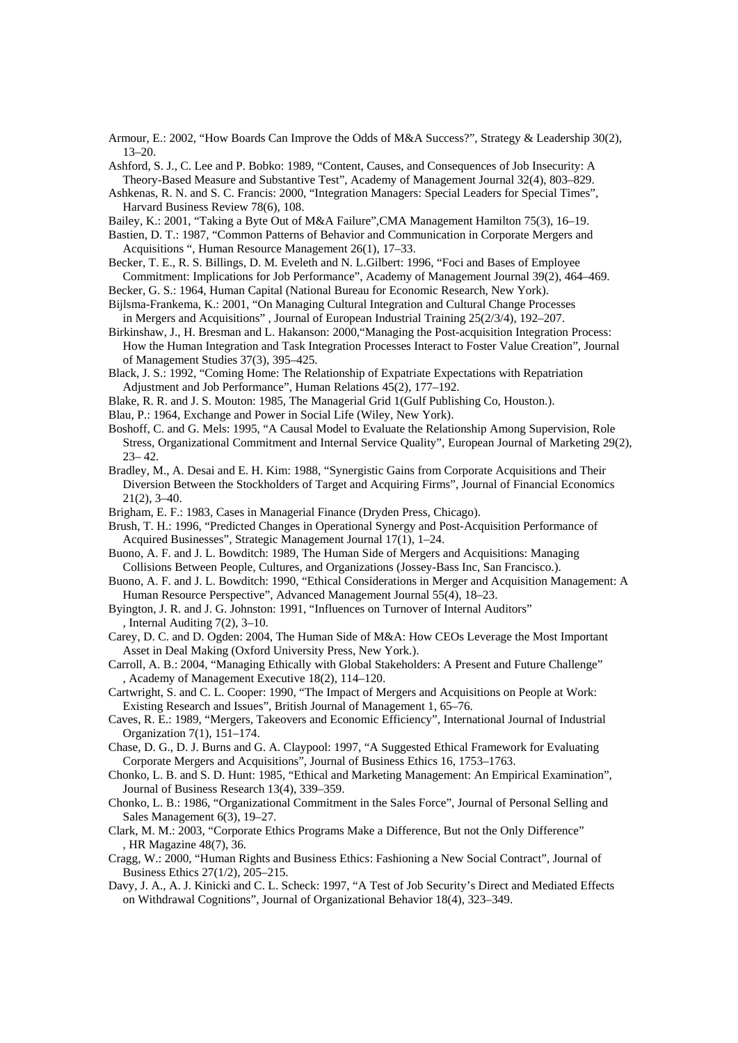Armour, E.: 2002, "How Boards Can Improve the Odds of M&A Success?", Strategy & Leadership 30(2), 13–20.

Ashford, S. J., C. Lee and P. Bobko: 1989, "Content, Causes, and Consequences of Job Insecurity: A Theory-Based Measure and Substantive Test", Academy of Management Journal 32(4), 803–829.

Ashkenas, R. N. and S. C. Francis: 2000, "Integration Managers: Special Leaders for Special Times", Harvard Business Review 78(6), 108.

Bailey, K.: 2001, "Taking a Byte Out of M&A Failure",CMA Management Hamilton 75(3), 16–19.

Bastien, D. T.: 1987, "Common Patterns of Behavior and Communication in Corporate Mergers and Acquisitions ", Human Resource Management 26(1), 17–33.

Becker, T. E., R. S. Billings, D. M. Eveleth and N. L.Gilbert: 1996, "Foci and Bases of Employee Commitment: Implications for Job Performance", Academy of Management Journal 39(2), 464–469.

Becker, G. S.: 1964, Human Capital (National Bureau for Economic Research, New York).

Bijlsma-Frankema, K.: 2001, "On Managing Cultural Integration and Cultural Change Processes in Mergers and Acquisitions" , Journal of European Industrial Training 25(2/3/4), 192–207.

Birkinshaw, J., H. Bresman and L. Hakanson: 2000,"Managing the Post-acquisition Integration Process: How the Human Integration and Task Integration Processes Interact to Foster Value Creation", Journal of Management Studies 37(3), 395–425.

Black, J. S.: 1992, "Coming Home: The Relationship of Expatriate Expectations with Repatriation Adjustment and Job Performance", Human Relations 45(2), 177–192.

Blake, R. R. and J. S. Mouton: 1985, The Managerial Grid 1(Gulf Publishing Co, Houston.).

Blau, P.: 1964, Exchange and Power in Social Life (Wiley, New York).

Boshoff, C. and G. Mels: 1995, "A Causal Model to Evaluate the Relationship Among Supervision, Role Stress, Organizational Commitment and Internal Service Quality", European Journal of Marketing 29(2), 23– 42.

Bradley, M., A. Desai and E. H. Kim: 1988, "Synergistic Gains from Corporate Acquisitions and Their Diversion Between the Stockholders of Target and Acquiring Firms", Journal of Financial Economics 21(2), 3–40.

Brigham, E. F.: 1983, Cases in Managerial Finance (Dryden Press, Chicago).

Brush, T. H.: 1996, "Predicted Changes in Operational Synergy and Post-Acquisition Performance of Acquired Businesses", Strategic Management Journal 17(1), 1–24.

Buono, A. F. and J. L. Bowditch: 1989, The Human Side of Mergers and Acquisitions: Managing Collisions Between People, Cultures, and Organizations (Jossey-Bass Inc, San Francisco.).

Buono, A. F. and J. L. Bowditch: 1990, "Ethical Considerations in Merger and Acquisition Management: A Human Resource Perspective", Advanced Management Journal 55(4), 18–23.

Byington, J. R. and J. G. Johnston: 1991, "Influences on Turnover of Internal Auditors" , Internal Auditing 7(2), 3–10.

Carey, D. C. and D. Ogden: 2004, The Human Side of M&A: How CEOs Leverage the Most Important Asset in Deal Making (Oxford University Press, New York.).

Carroll, A. B.: 2004, "Managing Ethically with Global Stakeholders: A Present and Future Challenge" , Academy of Management Executive 18(2), 114–120.

Cartwright, S. and C. L. Cooper: 1990, "The Impact of Mergers and Acquisitions on People at Work: Existing Research and Issues", British Journal of Management 1, 65–76.

Caves, R. E.: 1989, "Mergers, Takeovers and Economic Efficiency", International Journal of Industrial Organization 7(1), 151–174.

Chase, D. G., D. J. Burns and G. A. Claypool: 1997, "A Suggested Ethical Framework for Evaluating Corporate Mergers and Acquisitions", Journal of Business Ethics 16, 1753–1763.

Chonko, L. B. and S. D. Hunt: 1985, "Ethical and Marketing Management: An Empirical Examination", Journal of Business Research 13(4), 339–359.

Chonko, L. B.: 1986, "Organizational Commitment in the Sales Force", Journal of Personal Selling and Sales Management 6(3), 19–27.

Clark, M. M.: 2003, "Corporate Ethics Programs Make a Difference, But not the Only Difference" , HR Magazine 48(7), 36.

Cragg, W.: 2000, "Human Rights and Business Ethics: Fashioning a New Social Contract", Journal of Business Ethics 27(1/2), 205–215.

Davy, J. A., A. J. Kinicki and C. L. Scheck: 1997, "A Test of Job Security's Direct and Mediated Effects on Withdrawal Cognitions", Journal of Organizational Behavior 18(4), 323–349.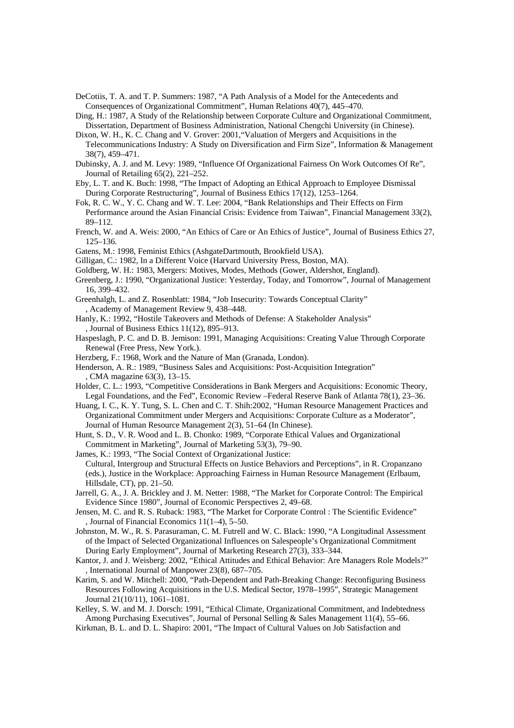DeCotiis, T. A. and T. P. Summers: 1987, "A Path Analysis of a Model for the Antecedents and Consequences of Organizational Commitment", Human Relations 40(7), 445–470.

Ding, H.: 1987, A Study of the Relationship between Corporate Culture and Organizational Commitment, Dissertation, Department of Business Administration, National Chengchi University (in Chinese).

Dixon, W. H., K. C. Chang and V. Grover: 2001,"Valuation of Mergers and Acquisitions in the Telecommunications Industry: A Study on Diversification and Firm Size", Information & Management 38(7), 459–471.

Dubinsky, A. J. and M. Levy: 1989, "Influence Of Organizational Fairness On Work Outcomes Of Re", Journal of Retailing 65(2), 221–252.

Eby, L. T. and K. Buch: 1998, "The Impact of Adopting an Ethical Approach to Employee Dismissal During Corporate Restructuring", Journal of Business Ethics 17(12), 1253–1264.

Fok, R. C. W., Y. C. Chang and W. T. Lee: 2004, "Bank Relationships and Their Effects on Firm Performance around the Asian Financial Crisis: Evidence from Taiwan", Financial Management 33(2), 89–112.

French, W. and A. Weis: 2000, "An Ethics of Care or An Ethics of Justice", Journal of Business Ethics 27, 125–136.

Gatens, M.: 1998, Feminist Ethics (AshgateDartmouth, Brookfield USA).

Gilligan, C.: 1982, In a Different Voice (Harvard University Press, Boston, MA).

Goldberg, W. H.: 1983, Mergers: Motives, Modes, Methods (Gower, Aldershot, England).

Greenberg, J.: 1990, "Organizational Justice: Yesterday, Today, and Tomorrow", Journal of Management 16, 399–432.

Greenhalgh, L. and Z. Rosenblatt: 1984, "Job Insecurity: Towards Conceptual Clarity" , Academy of Management Review 9, 438–448.

Hanly, K.: 1992, "Hostile Takeovers and Methods of Defense: A Stakeholder Analysis" , Journal of Business Ethics 11(12), 895–913.

Haspeslagh, P. C. and D. B. Jemison: 1991, Managing Acquisitions: Creating Value Through Corporate Renewal (Free Press, New York.).

Herzberg, F.: 1968, Work and the Nature of Man (Granada, London).

Henderson, A. R.: 1989, "Business Sales and Acquisitions: Post-Acquisition Integration" , CMA magazine 63(3), 13–15.

Holder, C. L.: 1993, "Competitive Considerations in Bank Mergers and Acquisitions: Economic Theory, Legal Foundations, and the Fed", Economic Review –Federal Reserve Bank of Atlanta 78(1), 23–36.

Huang, I. C., K. Y. Tung, S. L. Chen and C. T. Shih:2002, "Human Resource Management Practices and Organizational Commitment under Mergers and Acquisitions: Corporate Culture as a Moderator", Journal of Human Resource Management 2(3), 51–64 (In Chinese).

Hunt, S. D., V. R. Wood and L. B. Chonko: 1989, "Corporate Ethical Values and Organizational Commitment in Marketing", Journal of Marketing 53(3), 79–90.

James, K.: 1993, "The Social Context of Organizational Justice: Cultural, Intergroup and Structural Effects on Justice Behaviors and Perceptions", in R. Cropanzano (eds.), Justice in the Workplace: Approaching Fairness in Human Resource Management (Erlbaum, Hillsdale, CT), pp. 21–50.

Jarrell, G. A., J. A. Brickley and J. M. Netter: 1988, "The Market for Corporate Control: The Empirical Evidence Since 1980", Journal of Economic Perspectives 2, 49–68.

Jensen, M. C. and R. S. Ruback: 1983, "The Market for Corporate Control : The Scientific Evidence" , Journal of Financial Economics 11(1–4), 5–50.

Johnston, M. W., R. S. Parasuraman, C. M. Futrell and W. C. Black: 1990, "A Longitudinal Assessment of the Impact of Selected Organizational Influences on Salespeople's Organizational Commitment During Early Employment", Journal of Marketing Research 27(3), 333–344.

Kantor, J. and J. Weisberg: 2002, "Ethical Attitudes and Ethical Behavior: Are Managers Role Models?" , International Journal of Manpower 23(8), 687–705.

Karim, S. and W. Mitchell: 2000, "Path-Dependent and Path-Breaking Change: Reconfiguring Business Resources Following Acquisitions in the U.S. Medical Sector, 1978–1995", Strategic Management Journal 21(10/11), 1061–1081.

Kelley, S. W. and M. J. Dorsch: 1991, "Ethical Climate, Organizational Commitment, and Indebtedness Among Purchasing Executives", Journal of Personal Selling & Sales Management 11(4), 55–66.

Kirkman, B. L. and D. L. Shapiro: 2001, "The Impact of Cultural Values on Job Satisfaction and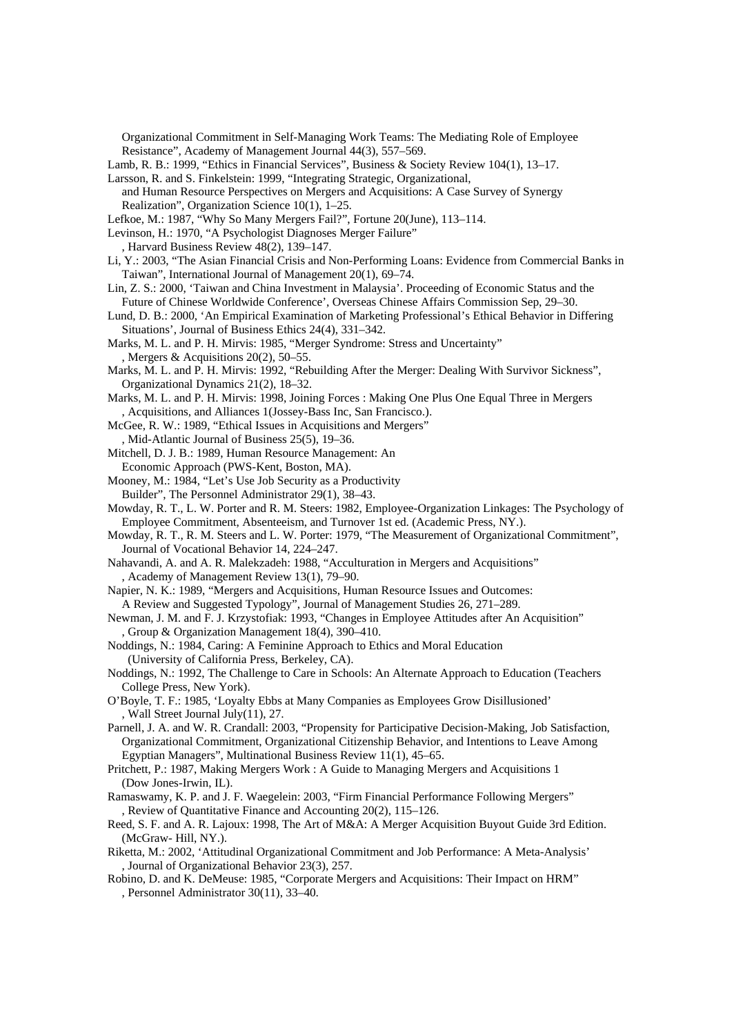Organizational Commitment in Self-Managing Work Teams: The Mediating Role of Employee Resistance", Academy of Management Journal 44(3), 557–569.

Lamb, R. B.: 1999, "Ethics in Financial Services", Business & Society Review 104(1), 13–17.

Larsson, R. and S. Finkelstein: 1999, "Integrating Strategic, Organizational, and Human Resource Perspectives on Mergers and Acquisitions: A Case Survey of Synergy Realization", Organization Science 10(1), 1–25.

Lefkoe, M.: 1987, "Why So Many Mergers Fail?", Fortune 20(June), 113–114.

Levinson, H.: 1970, "A Psychologist Diagnoses Merger Failure", Harvard Business Review 48(2), 139–147.

Li, Y.: 2003, "The Asian Financial Crisis and Non-Performing Loans: Evidence from Commercial Banks in Taiwan", International Journal of Management 20(1), 69–74.

Lin, Z. S.: 2000, 'Taiwan and China Investment in Malaysia'. Proceeding of Economic Status and the Future of Chinese Worldwide Conference', Overseas Chinese Affairs Commission Sep, 29–30.

Lund, D. B.: 2000, 'An Empirical Examination of Marketing Professional's Ethical Behavior in Differing Situations', Journal of Business Ethics 24(4), 331–342.

Marks, M. L. and P. H. Mirvis: 1985, "Merger Syndrome: Stress and Uncertainty", Mergers & Acquisitions 20(2), 50–55.

Marks, M. L. and P. H. Mirvis: 1992, "Rebuilding After the Merger: Dealing With Survivor Sickness", Organizational Dynamics 21(2), 18–32.

Marks, M. L. and P. H. Mirvis: 1998, Joining Forces : Making One Plus One Equal Three in Mergers, Acquisitions, and Alliances 1(Jossey-Bass Inc, San Francisco.).

McGee, R. W.: 1989, "Ethical Issues in Acquisitions and Mergers", Mid-Atlantic Journal of Business 25(5), 19–36.

Mitchell, D. J. B.: 1989, Human Resource Management: An Economic Approach (PWS-Kent, Boston, MA).

Mooney, M.: 1984, "Let's Use Job Security as a Productivity Builder", The Personnel Administrator 29(1), 38–43.

Mowday, R. T., L. W. Porter and R. M. Steers: 1982, Employee-Organization Linkages: The Psychology of Employee Commitment, Absenteeism, and Turnover 1st ed. (Academic Press, NY.).

Mowday, R. T., R. M. Steers and L. W. Porter: 1979, "The Measurement of Organizational Commitment", Journal of Vocational Behavior 14, 224–247.

Nahavandi, A. and A. R. Malekzadeh: 1988, "Acculturation in Mergers and Acquisitions", Academy of Management Review 13(1), 79–90.

Napier, N. K.: 1989, "Mergers and Acquisitions, Human Resource Issues and Outcomes: A Review and Suggested Typology", Journal of Management Studies 26, 271–289.

Newman, J. M. and F. J. Krzystofiak: 1993, "Changes in Employee Attitudes after An Acquisition", Group & Organization Management 18(4), 390–410.

Noddings, N.: 1984, Caring: A Feminine Approach to Ethics and Moral Education (University of California Press, Berkeley, CA).

Noddings, N.: 1992, The Challenge to Care in Schools: An Alternate Approach to Education (Teachers College Press, New York).

O'Boyle, T. F.: 1985, 'Loyalty Ebbs at Many Companies as Employees Grow Disillusioned', Wall Street Journal July(11), 27.

Parnell, J. A. and W. R. Crandall: 2003, "Propensity for Participative Decision-Making, Job Satisfaction, Organizational Commitment, Organizational Citizenship Behavior, and Intentions to Leave Among Egyptian Managers", Multinational Business Review 11(1), 45–65.

Pritchett, P.: 1987, Making Mergers Work : A Guide to Managing Mergers and Acquisitions 1 (Dow Jones-Irwin, IL).

Ramaswamy, K. P. and J. F. Waegelein: 2003, "Firm Financial Performance Following Mergers", Review of Quantitative Finance and Accounting 20(2), 115–126.

Reed, S. F. and A. R. Lajoux: 1998, The Art of M&A: A Merger Acquisition Buyout Guide 3rd Edition. (McGraw- Hill, NY.).

Riketta, M.: 2002, 'Attitudinal Organizational Commitment and Job Performance: A Meta-Analysis', Journal of Organizational Behavior 23(3), 257.

Robino, D. and K. DeMeuse: 1985, "Corporate Mergers and Acquisitions: Their Impact on HRM", Personnel Administrator 30(11), 33–40.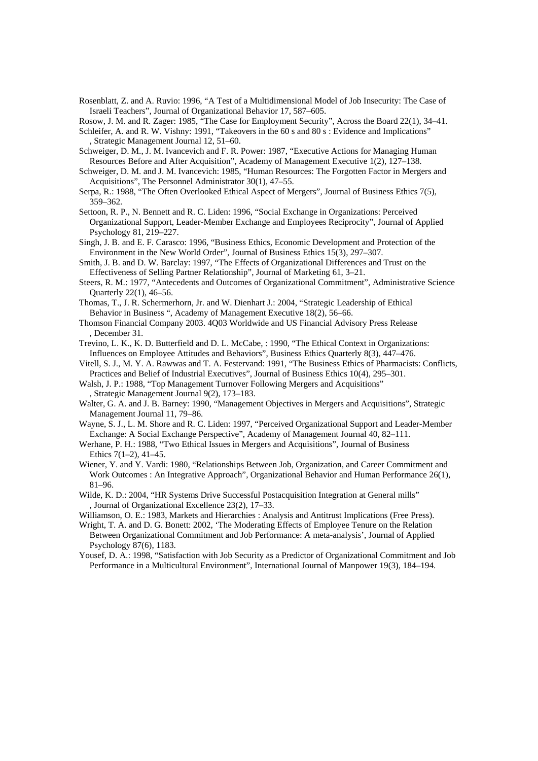Rosenblatt, Z. and A. Ruvio: 1996, "A Test of a Multidimensional Model of Job Insecurity: The Case of Israeli Teachers", Journal of Organizational Behavior 17, 587–605.

Rosow, J. M. and R. Zager: 1985, "The Case for Employment Security", Across the Board 22(1), 34–41.

Schleifer, A. and R. W. Vishny: 1991, "Takeovers in the 60 s and 80 s : Evidence and Implications" , Strategic Management Journal 12, 51–60.

Schweiger, D. M., J. M. Ivancevich and F. R. Power: 1987, "Executive Actions for Managing Human Resources Before and After Acquisition", Academy of Management Executive 1(2), 127–138.

Schweiger, D. M. and J. M. Ivancevich: 1985, "Human Resources: The Forgotten Factor in Mergers and Acquisitions", The Personnel Administrator 30(1), 47–55.

Serpa, R.: 1988, "The Often Overlooked Ethical Aspect of Mergers", Journal of Business Ethics 7(5), 359–362.

Settoon, R. P., N. Bennett and R. C. Liden: 1996, "Social Exchange in Organizations: Perceived Organizational Support, Leader-Member Exchange and Employees Reciprocity", Journal of Applied Psychology 81, 219–227.

Singh, J. B. and E. F. Carasco: 1996, "Business Ethics, Economic Development and Protection of the Environment in the New World Order", Journal of Business Ethics 15(3), 297–307.

Smith, J. B. and D. W. Barclay: 1997, "The Effects of Organizational Differences and Trust on the Effectiveness of Selling Partner Relationship", Journal of Marketing 61, 3–21.

Steers, R. M.: 1977, "Antecedents and Outcomes of Organizational Commitment", Administrative Science Quarterly 22(1), 46–56.

Thomas, T., J. R. Schermerhorn, Jr. and W. Dienhart J.: 2004, "Strategic Leadership of Ethical Behavior in Business ", Academy of Management Executive 18(2), 56–66.

Thomson Financial Company 2003. 4Q03 Worldwide and US Financial Advisory Press Release , December 31.

Trevino, L. K., K. D. Butterfield and D. L. McCabe, : 1990, "The Ethical Context in Organizations: Influences on Employee Attitudes and Behaviors", Business Ethics Quarterly 8(3), 447–476.

Vitell, S. J., M. Y. A. Rawwas and T. A. Festervand: 1991, "The Business Ethics of Pharmacists: Conflicts, Practices and Belief of Industrial Executives", Journal of Business Ethics 10(4), 295–301.

Walsh, J. P.: 1988, "Top Management Turnover Following Mergers and Acquisitions" , Strategic Management Journal 9(2), 173–183.

Walter, G. A. and J. B. Barney: 1990, "Management Objectives in Mergers and Acquisitions", Strategic Management Journal 11, 79–86.

Wayne, S. J., L. M. Shore and R. C. Liden: 1997, "Perceived Organizational Support and Leader-Member Exchange: A Social Exchange Perspective", Academy of Management Journal 40, 82–111.

Werhane, P. H.: 1988, "Two Ethical Issues in Mergers and Acquisitions", Journal of Business Ethics 7(1–2), 41–45.

Wiener, Y. and Y. Vardi: 1980, "Relationships Between Job, Organization, and Career Commitment and Work Outcomes : An Integrative Approach", Organizational Behavior and Human Performance 26(1), 81–96.

Wilde, K. D.: 2004, "HR Systems Drive Successful Postacquisition Integration at General mills" , Journal of Organizational Excellence 23(2), 17–33.

Williamson, O. E.: 1983, Markets and Hierarchies : Analysis and Antitrust Implications (Free Press).

Wright, T. A. and D. G. Bonett: 2002, 'The Moderating Effects of Employee Tenure on the Relation Between Organizational Commitment and Job Performance: A meta-analysis', Journal of Applied Psychology 87(6), 1183.

Yousef, D. A.: 1998, "Satisfaction with Job Security as a Predictor of Organizational Commitment and Job Performance in a Multicultural Environment", International Journal of Manpower 19(3), 184–194.